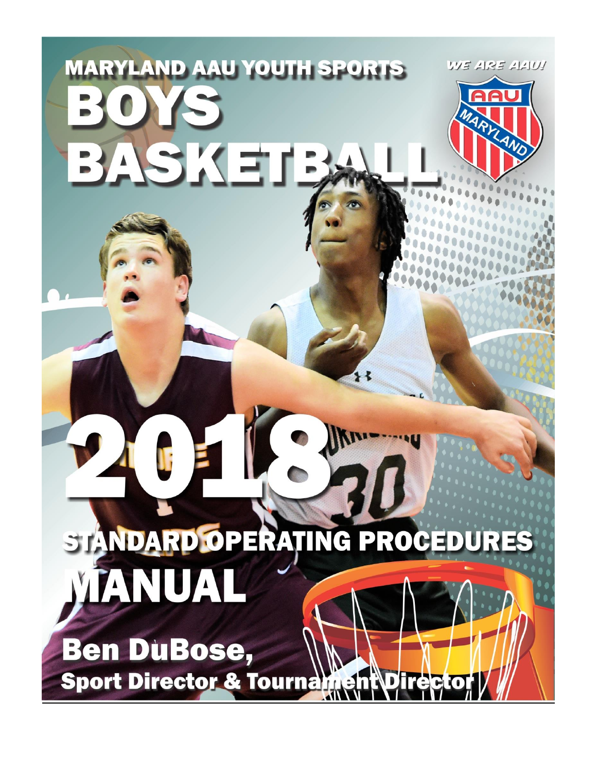# MARYLAND AAU YOUTH SPORTS

WE ARE AAU!

# BOYS BASKETBALL

# 2018

# STANDARD OPERATING PROCEDURES MANUAL

**Ben DuBose,**

**Sport Director & Tournament Director**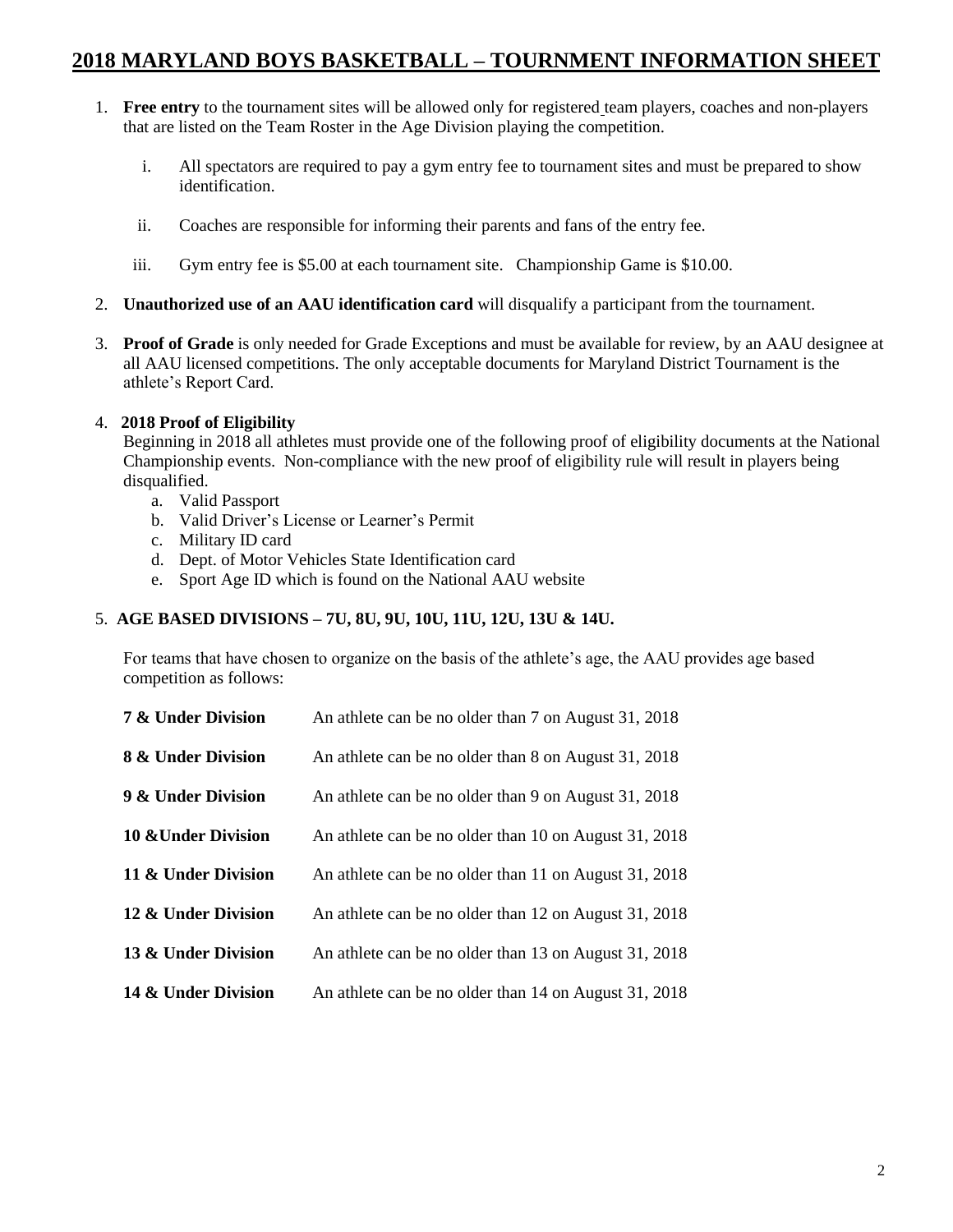# 2018 MARYLAND BOYS BASKETBALL – TOURNMENT INFORMATION SHEET

1. **Free entry** to the tournament sites will be allowed only for registered team players, coaches and non-players that are listed on the Team Roster in the Age Division playing the competition.

   i. All spectators are required to pay a gym entry fee to tournament sites and must be prepared to show identification.

   ii. Coaches are responsible for informing their parents and fans of the entry fee.

   iii. Gym entry fee is $5.00 at each tournament site. Championship Game is $10.00.

2. **Unauthorized use of an AAU identification card** will disqualify a participant from the tournament.

3. **Proof of Grade** is only needed for Grade Exceptions and must be available for review, by an AAU designee at all AAU licensed competitions. The only acceptable documents for Maryland District Tournament is the athlete's Report Card.

4. **2018 Proof of Eligibility**
   Beginning in 2018 all athletes must provide one of the following proof of eligibility documents at the National Championship events. Non-compliance with the new proof of eligibility rule will result in players being disqualified.
   a. Valid Passport
   b. Valid Driver's License or Learner's Permit
   c. Military ID card
   d. Dept. of Motor Vehicles State Identification card
   e. Sport Age ID which is found on the National AAU website

5. **AGE BASED DIVISIONS – 7U, 8U, 9U, 10U, 11U, 12U, 13U & 14U.**

   For teams that have chosen to organize on the basis of the athlete's age, the AAU provides age based competition as follows:

| | |
|---|---|
| **7 & Under Division** | An athlete can be no older than 7 on August 31, 2018 |
| **8 & Under Division** | An athlete can be no older than 8 on August 31, 2018 |
| **9 & Under Division** | An athlete can be no older than 9 on August 31, 2018 |
| **10 &Under Division** | An athlete can be no older than 10 on August 31, 2018 |
| **11 & Under Division** | An athlete can be no older than 11 on August 31, 2018 |
| **12 & Under Division** | An athlete can be no older than 12 on August 31, 2018 |
| **13 & Under Division** | An athlete can be no older than 13 on August 31, 2018 |
| **14 & Under Division** | An athlete can be no older than 14 on August 31, 2018 |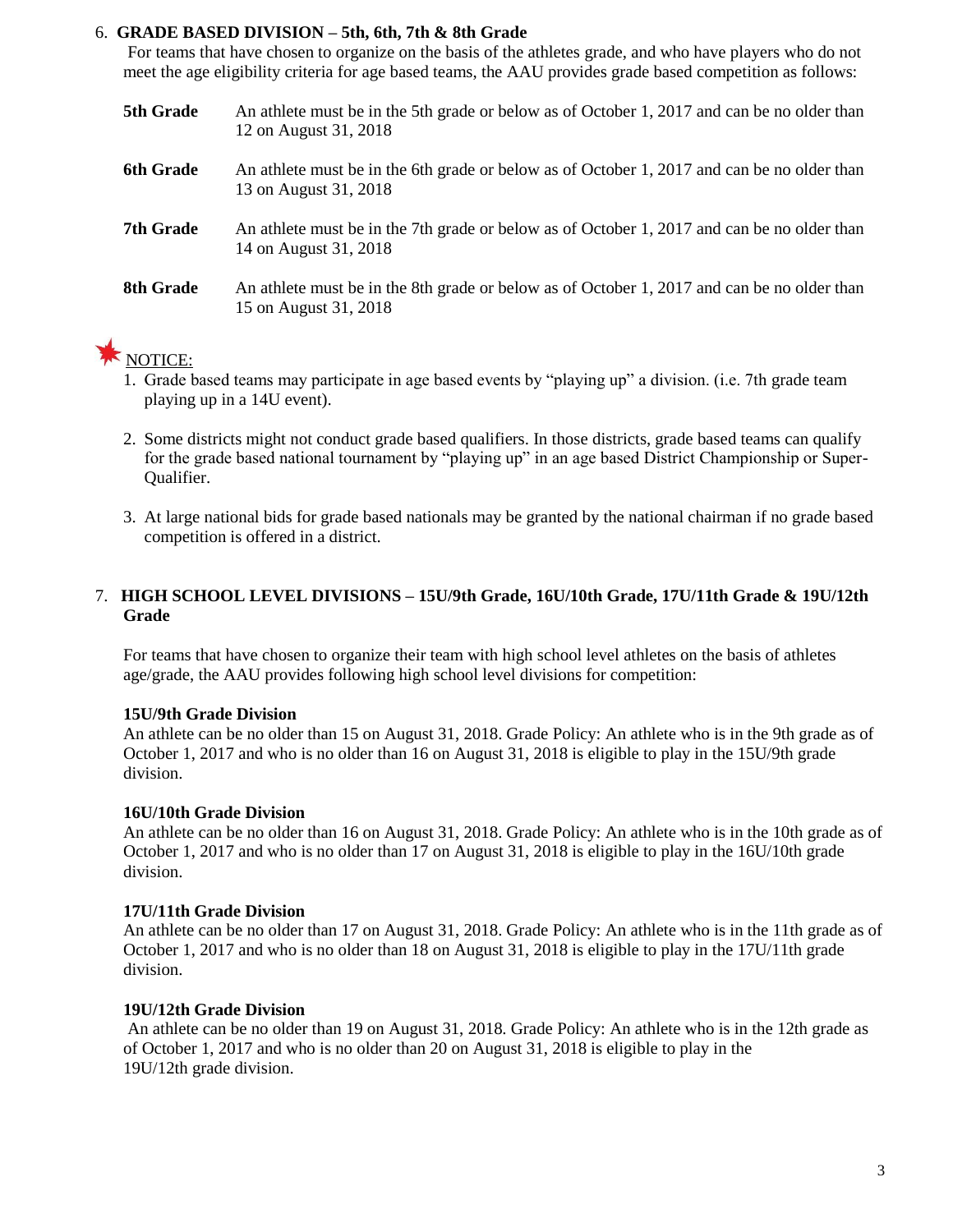6. **GRADE BASED DIVISION – 5th, 6th, 7th & 8th Grade**

For teams that have chosen to organize on the basis of the athletes grade, and who have players who do not meet the age eligibility criteria for age based teams, the AAU provides grade based competition as follows:

**5th Grade** An athlete must be in the 5th grade or below as of October 1, 2017 and can be no older than 12 on August 31, 2018

**6th Grade** An athlete must be in the 6th grade or below as of October 1, 2017 and can be no older than 13 on August 31, 2018

**7th Grade** An athlete must be in the 7th grade or below as of October 1, 2017 and can be no older than 14 on August 31, 2018

**8th Grade** An athlete must be in the 8th grade or below as of October 1, 2017 and can be no older than 15 on August 31, 2018

NOTICE:

1. Grade based teams may participate in age based events by "playing up" a division. (i.e. 7th grade team playing up in a 14U event).
2. Some districts might not conduct grade based qualifiers. In those districts, grade based teams can qualify for the grade based national tournament by "playing up" in an age based District Championship or Super-Qualifier.
3. At large national bids for grade based nationals may be granted by the national chairman if no grade based competition is offered in a district.

7. **HIGH SCHOOL LEVEL DIVISIONS – 15U/9th Grade, 16U/10th Grade, 17U/11th Grade & 19U/12th Grade**

For teams that have chosen to organize their team with high school level athletes on the basis of athletes age/grade, the AAU provides following high school level divisions for competition:

**15U/9th Grade Division**
An athlete can be no older than 15 on August 31, 2018. Grade Policy: An athlete who is in the 9th grade as of October 1, 2017 and who is no older than 16 on August 31, 2018 is eligible to play in the 15U/9th grade division.

**16U/10th Grade Division**
An athlete can be no older than 16 on August 31, 2018. Grade Policy: An athlete who is in the 10th grade as of October 1, 2017 and who is no older than 17 on August 31, 2018 is eligible to play in the 16U/10th grade division.

**17U/11th Grade Division**
An athlete can be no older than 17 on August 31, 2018. Grade Policy: An athlete who is in the 11th grade as of October 1, 2017 and who is no older than 18 on August 31, 2018 is eligible to play in the 17U/11th grade division.

**19U/12th Grade Division**
An athlete can be no older than 19 on August 31, 2018. Grade Policy: An athlete who is in the 12th grade as of October 1, 2017 and who is no older than 20 on August 31, 2018 is eligible to play in the 19U/12th grade division.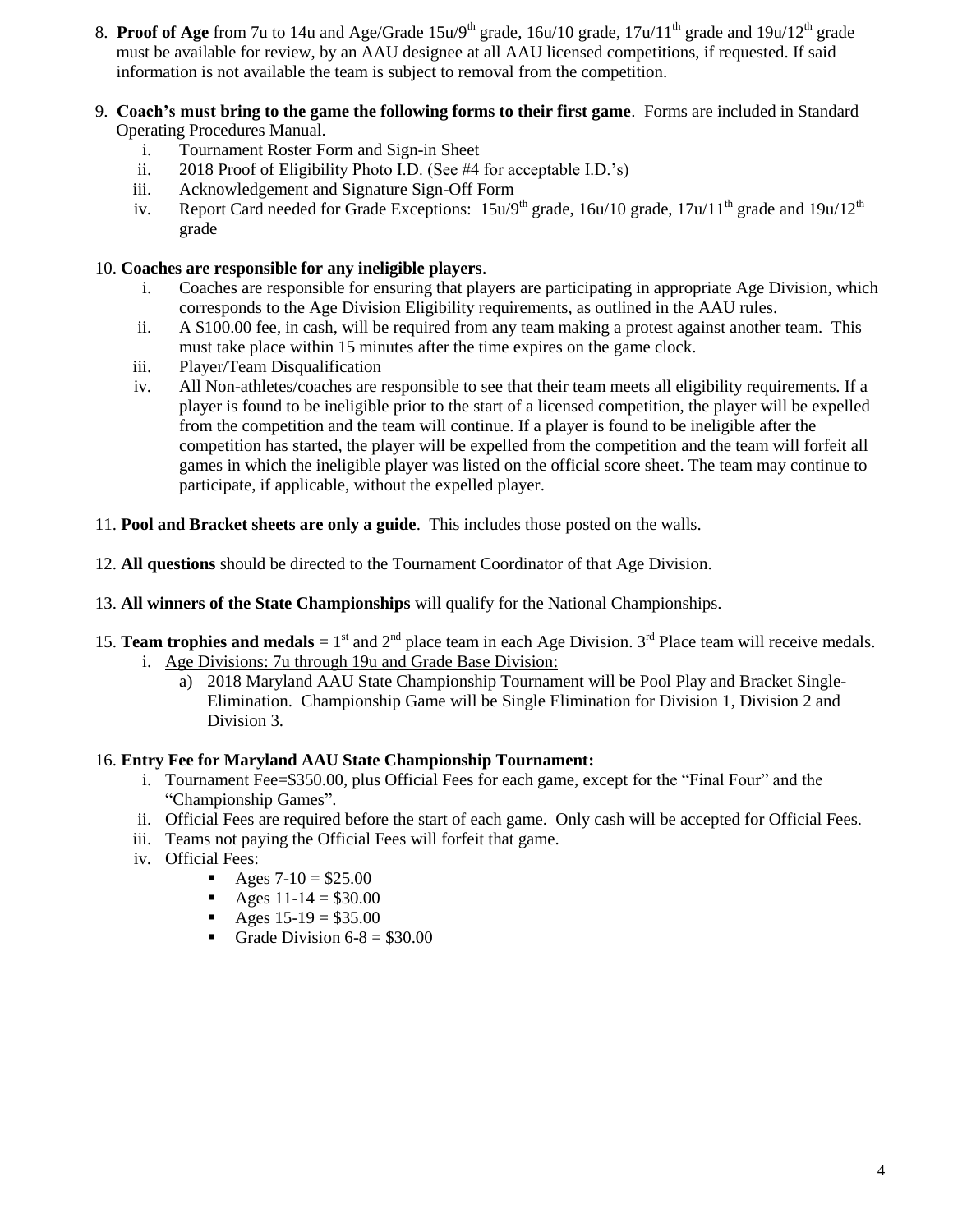8. **Proof of Age** from 7u to 14u and Age/Grade 15u/9th grade, 16u/10 grade, 17u/11th grade and 19u/12th grade must be available for review, by an AAU designee at all AAU licensed competitions, if requested. If said information is not available the team is subject to removal from the competition.

9. **Coach's must bring to the game the following forms to their first game**. Forms are included in Standard Operating Procedures Manual.
   i. Tournament Roster Form and Sign-in Sheet
   ii. 2018 Proof of Eligibility Photo I.D. (See #4 for acceptable I.D.'s)
   iii. Acknowledgement and Signature Sign-Off Form
   iv. Report Card needed for Grade Exceptions: 15u/9th grade, 16u/10 grade, 17u/11th grade and 19u/12th grade

10. **Coaches are responsible for any ineligible players**.
    i. Coaches are responsible for ensuring that players are participating in appropriate Age Division, which corresponds to the Age Division Eligibility requirements, as outlined in the AAU rules.
    ii. A $100.00 fee, in cash, will be required from any team making a protest against another team. This must take place within 15 minutes after the time expires on the game clock.
    iii. Player/Team Disqualification
    iv. All Non-athletes/coaches are responsible to see that their team meets all eligibility requirements. If a player is found to be ineligible prior to the start of a licensed competition, the player will be expelled from the competition and the team will continue. If a player is found to be ineligible after the competition has started, the player will be expelled from the competition and the team will forfeit all games in which the ineligible player was listed on the official score sheet. The team may continue to participate, if applicable, without the expelled player.

11. **Pool and Bracket sheets are only a guide**. This includes those posted on the walls.

12. **All questions** should be directed to the Tournament Coordinator of that Age Division.

13. **All winners of the State Championships** will qualify for the National Championships.

15. **Team trophies and medals** = 1st and 2nd place team in each Age Division. 3rd Place team will receive medals.
    i. Age Divisions: 7u through 19u and Grade Base Division:
       a) 2018 Maryland AAU State Championship Tournament will be Pool Play and Bracket Single-Elimination. Championship Game will be Single Elimination for Division 1, Division 2 and Division 3.

16. **Entry Fee for Maryland AAU State Championship Tournament:**
    i. Tournament Fee=$350.00, plus Official Fees for each game, except for the "Final Four" and the "Championship Games".
    ii. Official Fees are required before the start of each game. Only cash will be accepted for Official Fees.
    iii. Teams not paying the Official Fees will forfeit that game.
    iv. Official Fees:
       - Ages 7-10 = $25.00
       - Ages 11-14 = $30.00
       - Ages 15-19 = $35.00
       - Grade Division 6-8 = $30.00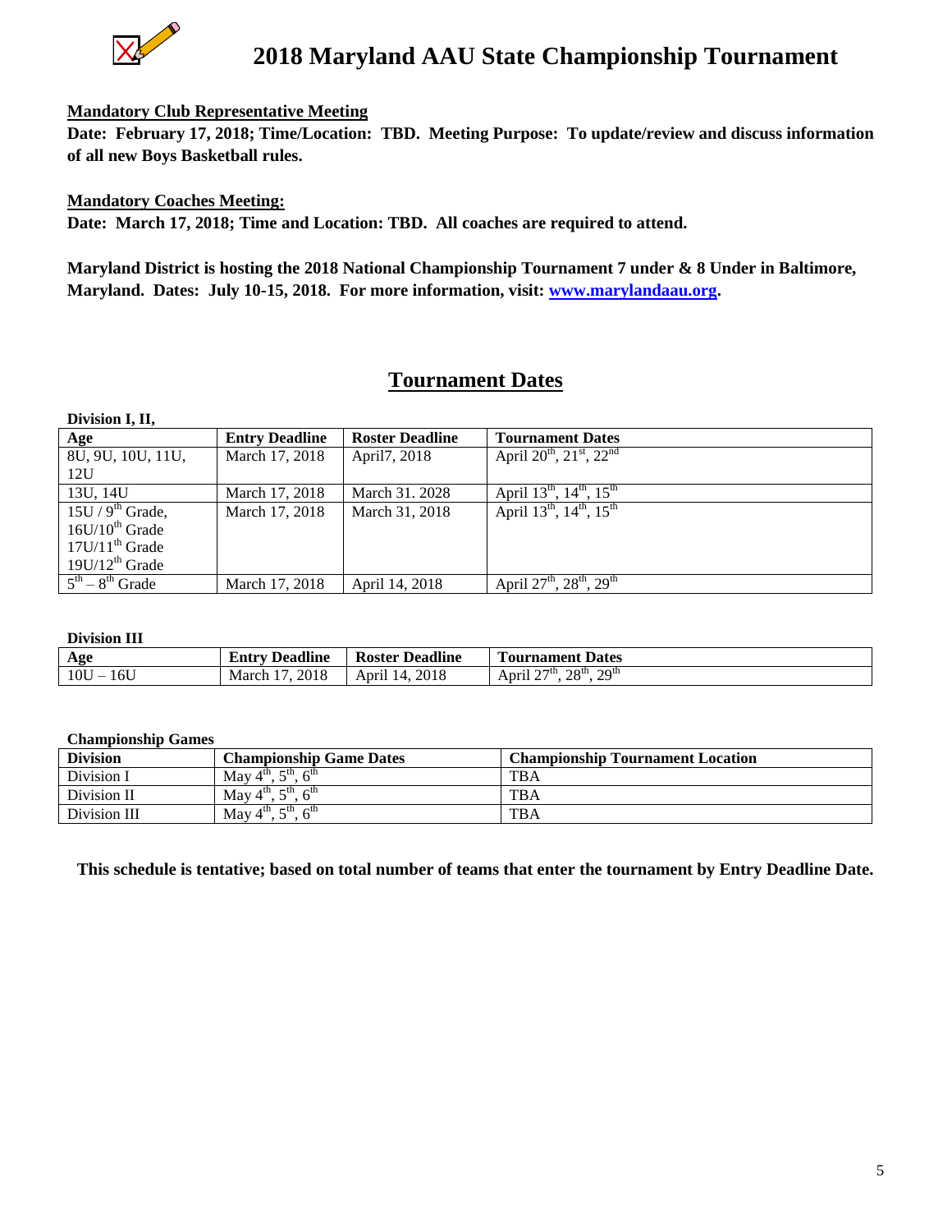# 2018 Maryland AAU State Championship Tournament

**Mandatory Club Representative Meeting**

**Date: February 17, 2018; Time/Location: TBD. Meeting Purpose: To update/review and discuss information of all new Boys Basketball rules.**

**Mandatory Coaches Meeting:**

**Date: March 17, 2018; Time and Location: TBD. All coaches are required to attend.**

**Maryland District is hosting the 2018 National Championship Tournament 7 under & 8 Under in Baltimore, Maryland. Dates: July 10-15, 2018. For more information, visit: www.marylandaau.org.**

## Tournament Dates

**Division I, II,**

| Age | Entry Deadline | Roster Deadline | Tournament Dates |
|---|---|---|---|
| 8U, 9U, 10U, 11U, 12U | March 17, 2018 | April7, 2018 | April 20th, 21st, 22nd |
| 13U, 14U | March 17, 2018 | March 31. 2028 | April 13th, 14th, 15th |
| 15U / 9th Grade, 16U/10th Grade 17U/11th Grade 19U/12th Grade | March 17, 2018 | March 31, 2018 | April 13th, 14th, 15th |
| 5th – 8th Grade | March 17, 2018 | April 14, 2018 | April 27th, 28th, 29th |

**Division III**

| Age | Entry Deadline | Roster Deadline | Tournament Dates |
|---|---|---|---|
| 10U – 16U | March 17, 2018 | April 14, 2018 | April 27th, 28th, 29th |

**Championship Games**

| Division | Championship Game Dates | Championship Tournament Location |
|---|---|---|
| Division I | May 4th, 5th, 6th | TBA |
| Division II | May 4th, 5th, 6th | TBA |
| Division III | May 4th, 5th, 6th | TBA |

**This schedule is tentative; based on total number of teams that enter the tournament by Entry Deadline Date.**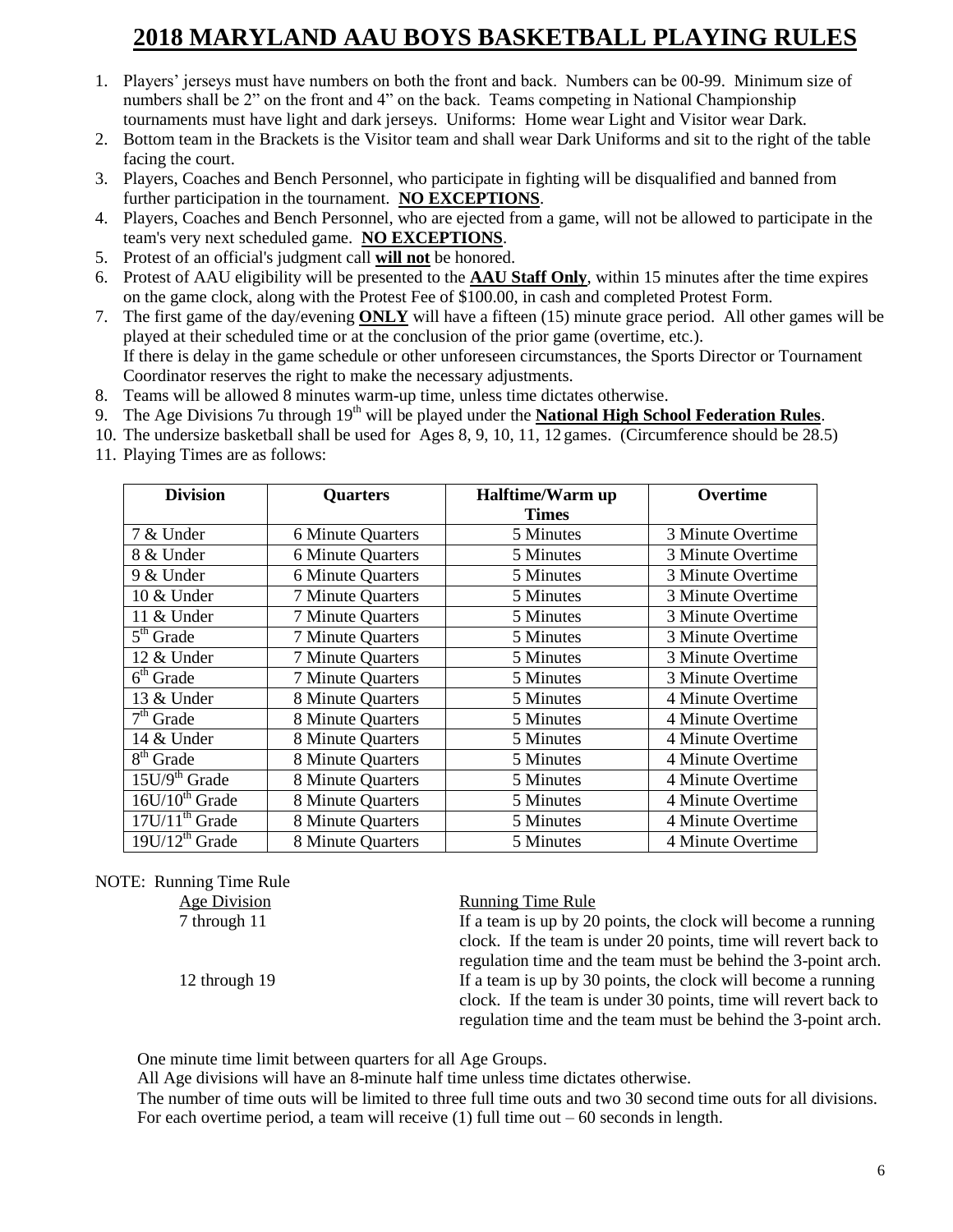# 2018 MARYLAND AAU BOYS BASKETBALL PLAYING RULES

1. Players' jerseys must have numbers on both the front and back. Numbers can be 00-99. Minimum size of numbers shall be 2" on the front and 4" on the back. Teams competing in National Championship tournaments must have light and dark jerseys. Uniforms: Home wear Light and Visitor wear Dark.
2. Bottom team in the Brackets is the Visitor team and shall wear Dark Uniforms and sit to the right of the table facing the court.
3. Players, Coaches and Bench Personnel, who participate in fighting will be disqualified and banned from further participation in the tournament. **NO EXCEPTIONS**.
4. Players, Coaches and Bench Personnel, who are ejected from a game, will not be allowed to participate in the team's very next scheduled game. **NO EXCEPTIONS**.
5. Protest of an official's judgment call **will not** be honored.
6. Protest of AAU eligibility will be presented to the **AAU Staff Only**, within 15 minutes after the time expires on the game clock, along with the Protest Fee of $100.00, in cash and completed Protest Form.
7. The first game of the day/evening **ONLY** will have a fifteen (15) minute grace period. All other games will be played at their scheduled time or at the conclusion of the prior game (overtime, etc.).
   If there is delay in the game schedule or other unforeseen circumstances, the Sports Director or Tournament Coordinator reserves the right to make the necessary adjustments.
8. Teams will be allowed 8 minutes warm-up time, unless time dictates otherwise.
9. The Age Divisions 7u through 19th will be played under the **National High School Federation Rules**.
10. The undersize basketball shall be used for Ages 8, 9, 10, 11, 12 games. (Circumference should be 28.5)
11. Playing Times are as follows:

| Division | Quarters | Halftime/Warm up Times | Overtime |
|---|---|---|---|
| 7 & Under | 6 Minute Quarters | 5 Minutes | 3 Minute Overtime |
| 8 & Under | 6 Minute Quarters | 5 Minutes | 3 Minute Overtime |
| 9 & Under | 6 Minute Quarters | 5 Minutes | 3 Minute Overtime |
| 10 & Under | 7 Minute Quarters | 5 Minutes | 3 Minute Overtime |
| 11 & Under | 7 Minute Quarters | 5 Minutes | 3 Minute Overtime |
| 5th Grade | 7 Minute Quarters | 5 Minutes | 3 Minute Overtime |
| 12 & Under | 7 Minute Quarters | 5 Minutes | 3 Minute Overtime |
| 6th Grade | 7 Minute Quarters | 5 Minutes | 3 Minute Overtime |
| 13 & Under | 8 Minute Quarters | 5 Minutes | 4 Minute Overtime |
| 7th Grade | 8 Minute Quarters | 5 Minutes | 4 Minute Overtime |
| 14 & Under | 8 Minute Quarters | 5 Minutes | 4 Minute Overtime |
| 8th Grade | 8 Minute Quarters | 5 Minutes | 4 Minute Overtime |
| 15U/9th Grade | 8 Minute Quarters | 5 Minutes | 4 Minute Overtime |
| 16U/10th Grade | 8 Minute Quarters | 5 Minutes | 4 Minute Overtime |
| 17U/11th Grade | 8 Minute Quarters | 5 Minutes | 4 Minute Overtime |
| 19U/12th Grade | 8 Minute Quarters | 5 Minutes | 4 Minute Overtime |

NOTE: Running Time Rule

| Age Division | Running Time Rule |
|---|---|
| 7 through 11 | If a team is up by 20 points, the clock will become a running clock. If the team is under 20 points, time will revert back to regulation time and the team must be behind the 3-point arch. |
| 12 through 19 | If a team is up by 30 points, the clock will become a running clock. If the team is under 30 points, time will revert back to regulation time and the team must be behind the 3-point arch. |

One minute time limit between quarters for all Age Groups.

All Age divisions will have an 8-minute half time unless time dictates otherwise.

The number of time outs will be limited to three full time outs and two 30 second time outs for all divisions. For each overtime period, a team will receive (1) full time out – 60 seconds in length.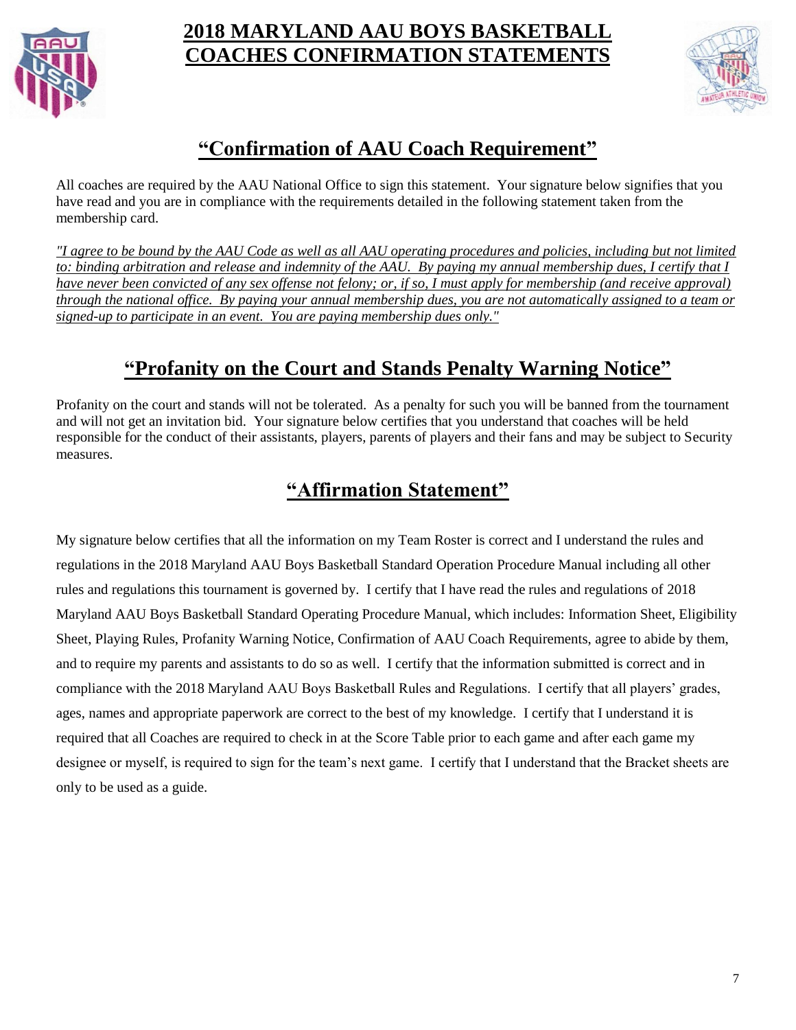# 2018 MARYLAND AAU BOYS BASKETBALL COACHES CONFIRMATION STATEMENTS

## "Confirmation of AAU Coach Requirement"

All coaches are required by the AAU National Office to sign this statement. Your signature below signifies that you have read and you are in compliance with the requirements detailed in the following statement taken from the membership card.

*"I agree to be bound by the AAU Code as well as all AAU operating procedures and policies, including but not limited to: binding arbitration and release and indemnity of the AAU. By paying my annual membership dues, I certify that I have never been convicted of any sex offense not felony; or, if so, I must apply for membership (and receive approval) through the national office. By paying your annual membership dues, you are not automatically assigned to a team or signed-up to participate in an event. You are paying membership dues only."*

## "Profanity on the Court and Stands Penalty Warning Notice"

Profanity on the court and stands will not be tolerated. As a penalty for such you will be banned from the tournament and will not get an invitation bid. Your signature below certifies that you understand that coaches will be held responsible for the conduct of their assistants, players, parents of players and their fans and may be subject to Security measures.

## "Affirmation Statement"

My signature below certifies that all the information on my Team Roster is correct and I understand the rules and regulations in the 2018 Maryland AAU Boys Basketball Standard Operation Procedure Manual including all other rules and regulations this tournament is governed by. I certify that I have read the rules and regulations of 2018 Maryland AAU Boys Basketball Standard Operating Procedure Manual, which includes: Information Sheet, Eligibility Sheet, Playing Rules, Profanity Warning Notice, Confirmation of AAU Coach Requirements, agree to abide by them, and to require my parents and assistants to do so as well. I certify that the information submitted is correct and in compliance with the 2018 Maryland AAU Boys Basketball Rules and Regulations. I certify that all players' grades, ages, names and appropriate paperwork are correct to the best of my knowledge. I certify that I understand it is required that all Coaches are required to check in at the Score Table prior to each game and after each game my designee or myself, is required to sign for the team's next game. I certify that I understand that the Bracket sheets are only to be used as a guide.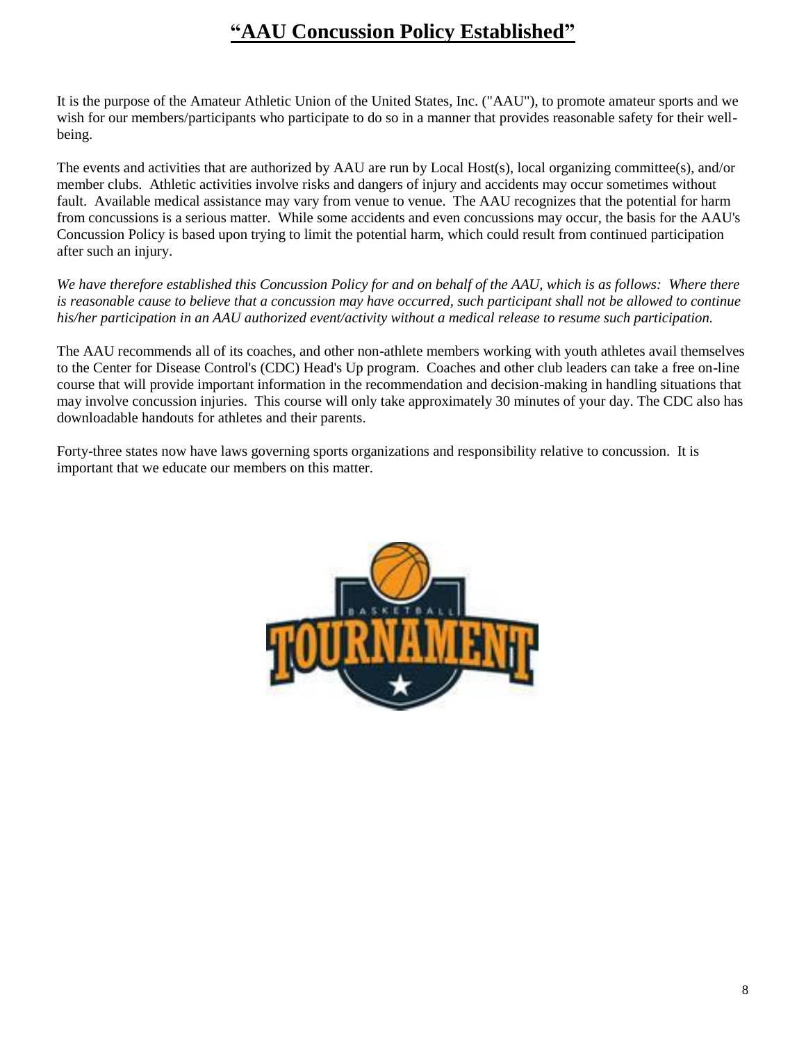# "AAU Concussion Policy Established"

It is the purpose of the Amateur Athletic Union of the United States, Inc. ("AAU"), to promote amateur sports and we wish for our members/participants who participate to do so in a manner that provides reasonable safety for their well-being.

The events and activities that are authorized by AAU are run by Local Host(s), local organizing committee(s), and/or member clubs. Athletic activities involve risks and dangers of injury and accidents may occur sometimes without fault. Available medical assistance may vary from venue to venue. The AAU recognizes that the potential for harm from concussions is a serious matter. While some accidents and even concussions may occur, the basis for the AAU's Concussion Policy is based upon trying to limit the potential harm, which could result from continued participation after such an injury.

*We have therefore established this Concussion Policy for and on behalf of the AAU, which is as follows: Where there is reasonable cause to believe that a concussion may have occurred, such participant shall not be allowed to continue his/her participation in an AAU authorized event/activity without a medical release to resume such participation.*

The AAU recommends all of its coaches, and other non-athlete members working with youth athletes avail themselves to the Center for Disease Control's (CDC) Head's Up program. Coaches and other club leaders can take a free on-line course that will provide important information in the recommendation and decision-making in handling situations that may involve concussion injuries. This course will only take approximately 30 minutes of your day. The CDC also has downloadable handouts for athletes and their parents.

Forty-three states now have laws governing sports organizations and responsibility relative to concussion. It is important that we educate our members on this matter.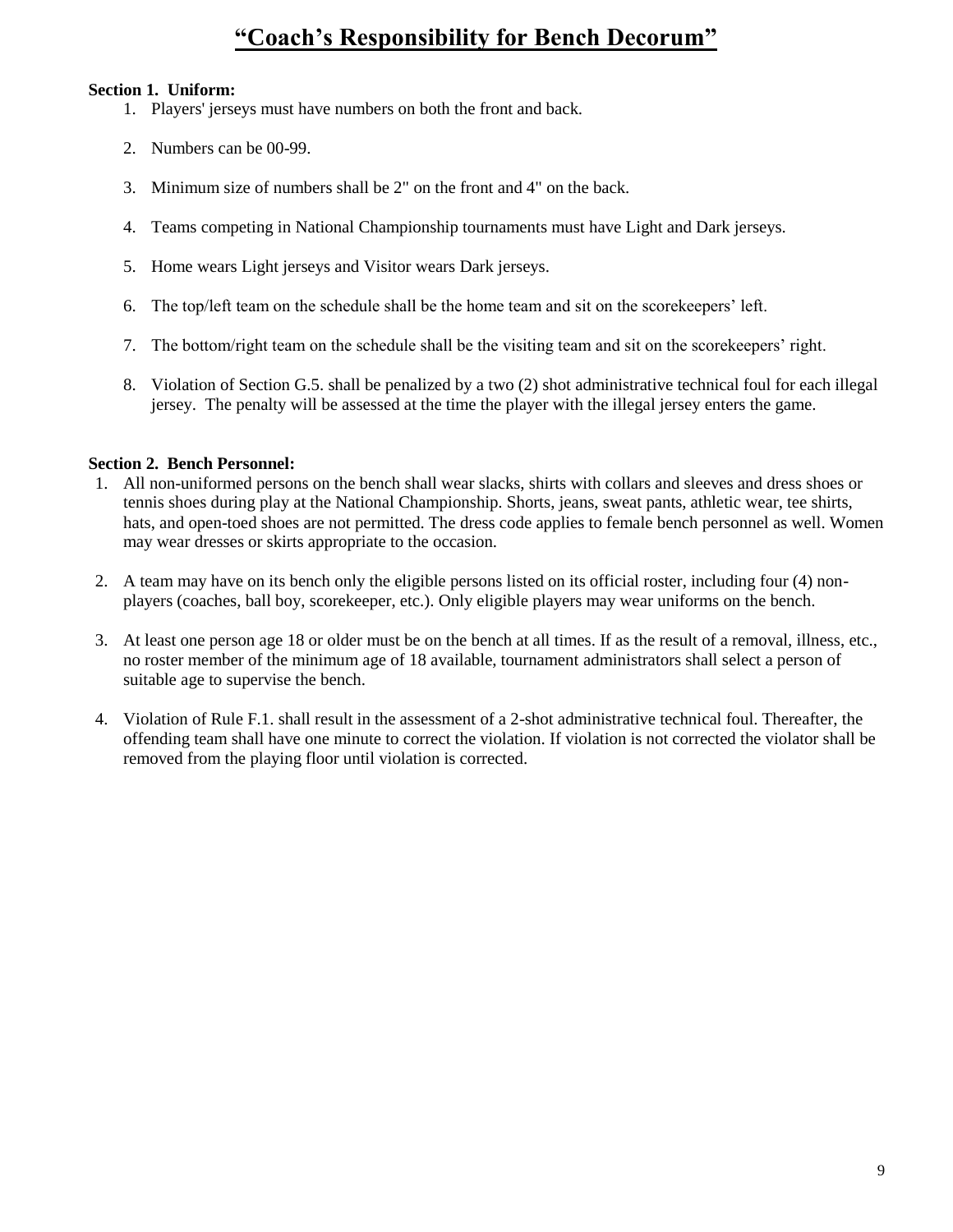# "Coach's Responsibility for Bench Decorum"

**Section 1. Uniform:**

1. Players' jerseys must have numbers on both the front and back.
2. Numbers can be 00-99.
3. Minimum size of numbers shall be 2" on the front and 4" on the back.
4. Teams competing in National Championship tournaments must have Light and Dark jerseys.
5. Home wears Light jerseys and Visitor wears Dark jerseys.
6. The top/left team on the schedule shall be the home team and sit on the scorekeepers' left.
7. The bottom/right team on the schedule shall be the visiting team and sit on the scorekeepers' right.
8. Violation of Section G.5. shall be penalized by a two (2) shot administrative technical foul for each illegal jersey. The penalty will be assessed at the time the player with the illegal jersey enters the game.

**Section 2. Bench Personnel:**

1. All non-uniformed persons on the bench shall wear slacks, shirts with collars and sleeves and dress shoes or tennis shoes during play at the National Championship. Shorts, jeans, sweat pants, athletic wear, tee shirts, hats, and open-toed shoes are not permitted. The dress code applies to female bench personnel as well. Women may wear dresses or skirts appropriate to the occasion.
2. A team may have on its bench only the eligible persons listed on its official roster, including four (4) non-players (coaches, ball boy, scorekeeper, etc.). Only eligible players may wear uniforms on the bench.
3. At least one person age 18 or older must be on the bench at all times. If as the result of a removal, illness, etc., no roster member of the minimum age of 18 available, tournament administrators shall select a person of suitable age to supervise the bench.
4. Violation of Rule F.1. shall result in the assessment of a 2-shot administrative technical foul. Thereafter, the offending team shall have one minute to correct the violation. If violation is not corrected the violator shall be removed from the playing floor until violation is corrected.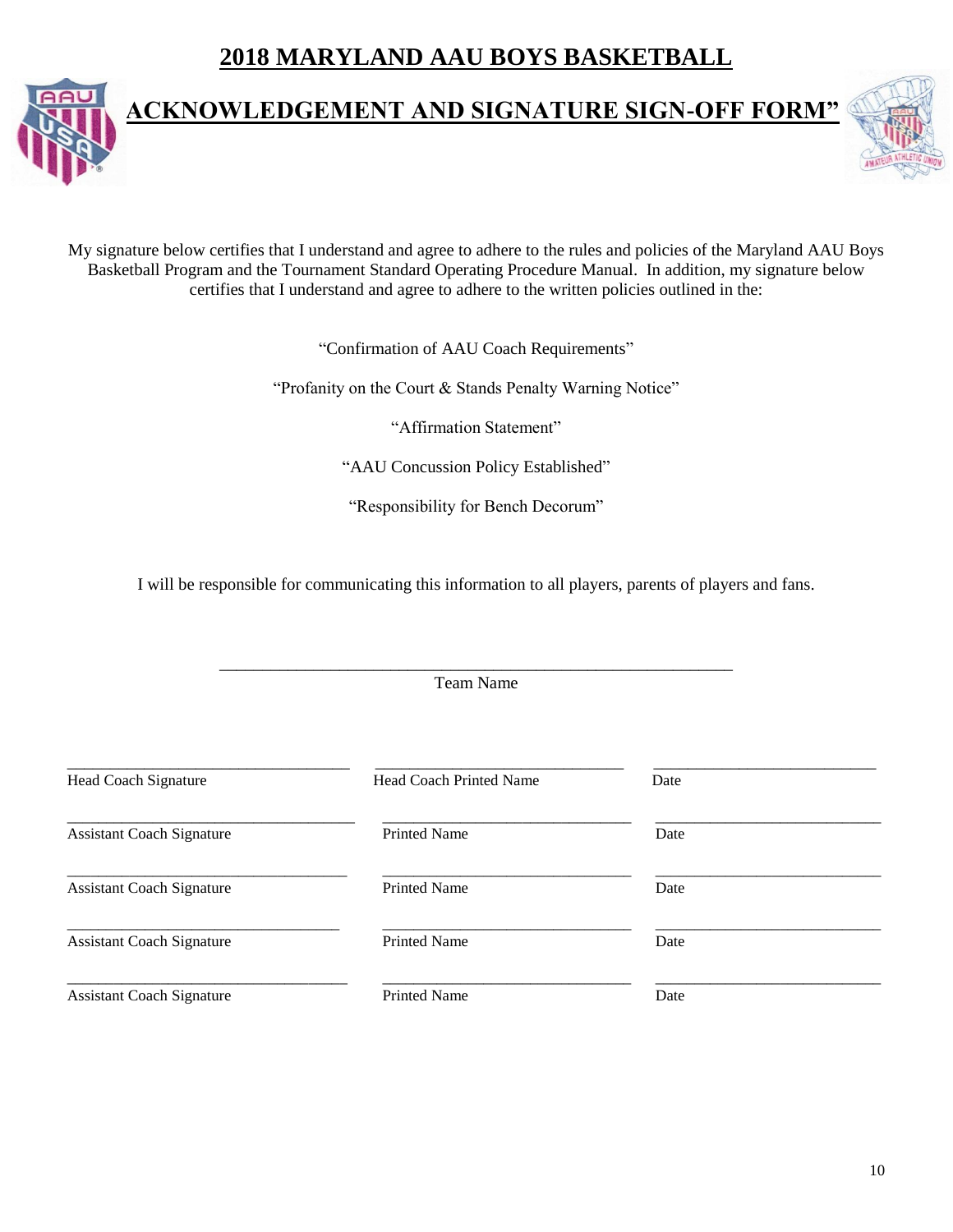# 2018 MARYLAND AAU BOYS BASKETBALL

## ACKNOWLEDGEMENT AND SIGNATURE SIGN-OFF FORM"

My signature below certifies that I understand and agree to adhere to the rules and policies of the Maryland AAU Boys Basketball Program and the Tournament Standard Operating Procedure Manual. In addition, my signature below certifies that I understand and agree to adhere to the written policies outlined in the:

"Confirmation of AAU Coach Requirements"

"Profanity on the Court & Stands Penalty Warning Notice"

"Affirmation Statement"

"AAU Concussion Policy Established"

"Responsibility for Bench Decorum"

I will be responsible for communicating this information to all players, parents of players and fans.

_______________________________________________________________

Team Name

| | | |
|---|---|---|
| ____________________________________ | _______________________________ | ____________________________ |
| Head Coach Signature | Head Coach Printed Name | Date |
| ____________________________________ | _______________________________ | ____________________________ |
| Assistant Coach Signature | Printed Name | Date |
| ____________________________________ | _______________________________ | ____________________________ |
| Assistant Coach Signature | Printed Name | Date |
| ____________________________________ | _______________________________ | ____________________________ |
| Assistant Coach Signature | Printed Name | Date |
| ____________________________________ | _______________________________ | ____________________________ |
| Assistant Coach Signature | Printed Name | Date |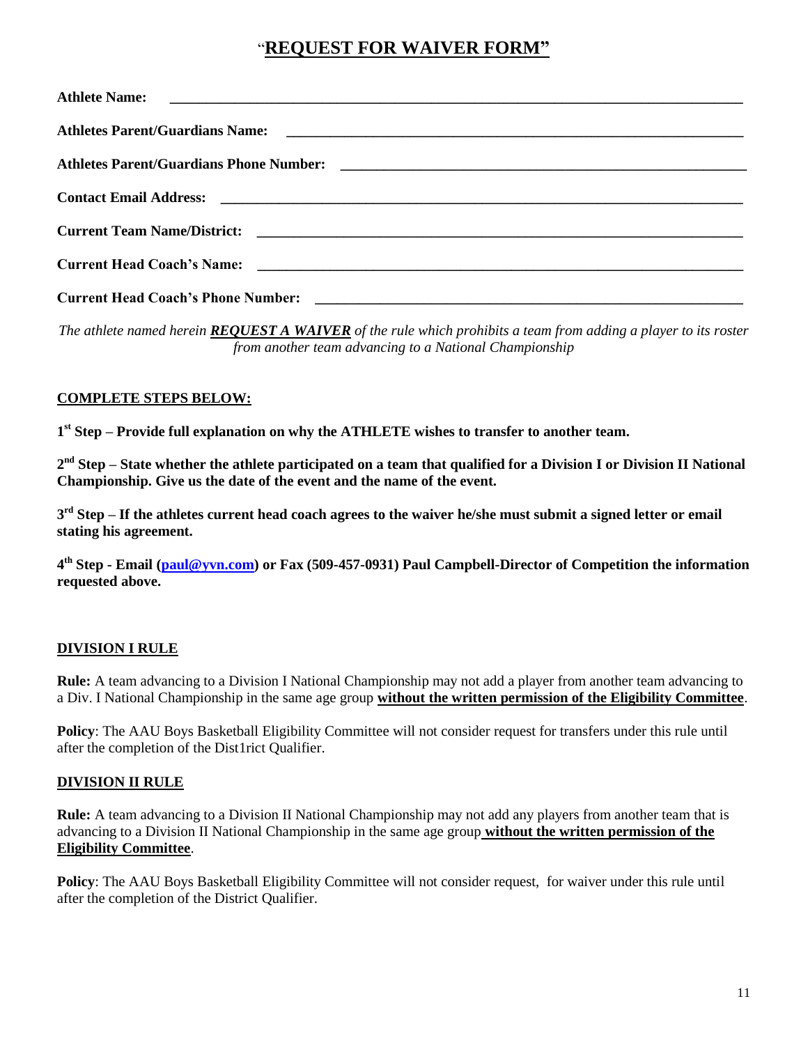# "REQUEST FOR WAIVER FORM"

**Athlete Name:** ______________________________________________

**Athletes Parent/Guardians Name:** ______________________________________________

**Athletes Parent/Guardians Phone Number:** ______________________________________________

**Contact Email Address:** ______________________________________________

**Current Team Name/District:** ______________________________________________

**Current Head Coach's Name:** ______________________________________________

**Current Head Coach's Phone Number:** ______________________________________________

*The athlete named herein **REQUEST A WAIVER** of the rule which prohibits a team from adding a player to its roster from another team advancing to a National Championship*

## COMPLETE STEPS BELOW:

**1st Step – Provide full explanation on why the ATHLETE wishes to transfer to another team.**

**2nd Step – State whether the athlete participated on a team that qualified for a Division I or Division II National Championship. Give us the date of the event and the name of the event.**

**3rd Step – If the athletes current head coach agrees to the waiver he/she must submit a signed letter or email stating his agreement.**

**4th Step - Email (paul@yvn.com) or Fax (509-457-0931) Paul Campbell-Director of Competition the information requested above.**

## DIVISION I RULE

**Rule:** A team advancing to a Division I National Championship may not add a player from another team advancing to a Div. I National Championship in the same age group **without the written permission of the Eligibility Committee**.

**Policy**: The AAU Boys Basketball Eligibility Committee will not consider request for transfers under this rule until after the completion of the Dist1rict Qualifier.

## DIVISION II RULE

**Rule:** A team advancing to a Division II National Championship may not add any players from another team that is advancing to a Division II National Championship in the same age group **without the written permission of the Eligibility Committee**.

**Policy**: The AAU Boys Basketball Eligibility Committee will not consider request, for waiver under this rule until after the completion of the District Qualifier.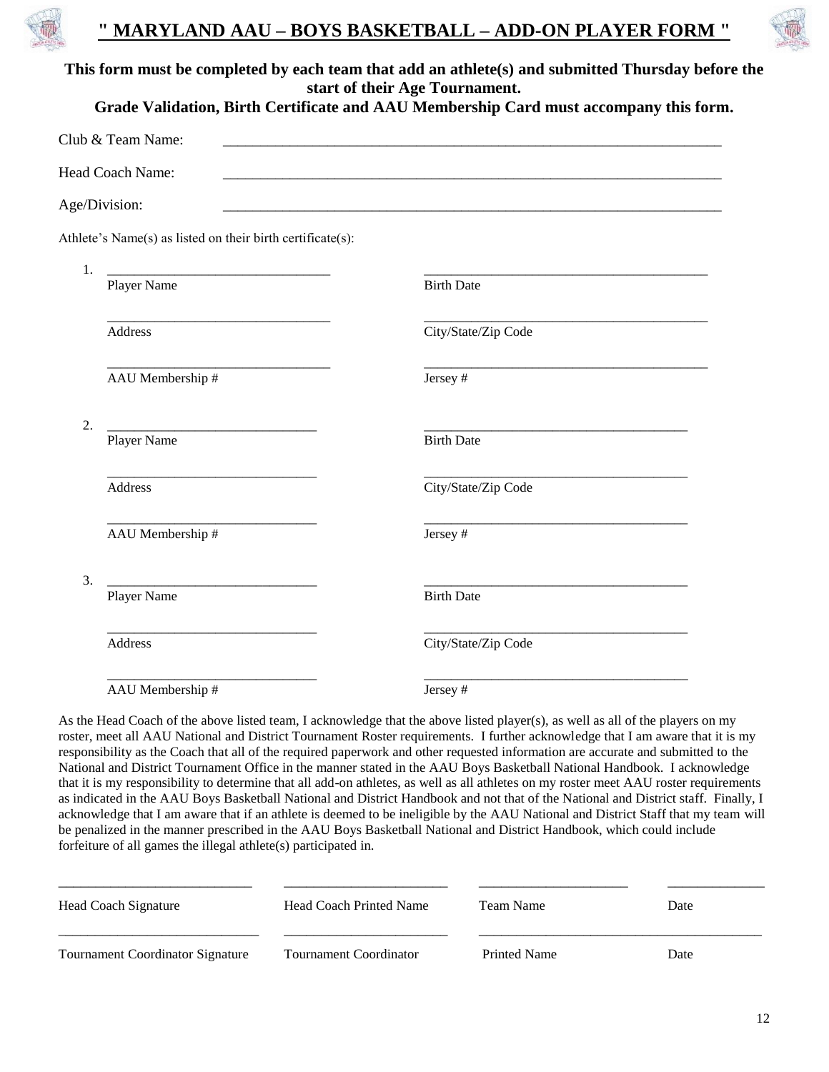# " MARYLAND AAU – BOYS BASKETBALL – ADD-ON PLAYER FORM "

**This form must be completed by each team that add an athlete(s) and submitted Thursday before the start of their Age Tournament.**
**Grade Validation, Birth Certificate and AAU Membership Card must accompany this form.**

Club & Team Name: \_\_\_\_\_\_\_\_\_\_\_\_\_\_\_\_\_\_\_\_\_\_\_\_\_\_\_\_\_\_\_\_\_\_\_\_\_\_\_\_\_\_\_\_\_\_\_\_\_\_\_\_\_\_\_\_\_\_\_\_\_\_\_\_

Head Coach Name: \_\_\_\_\_\_\_\_\_\_\_\_\_\_\_\_\_\_\_\_\_\_\_\_\_\_\_\_\_\_\_\_\_\_\_\_\_\_\_\_\_\_\_\_\_\_\_\_\_\_\_\_\_\_\_\_\_\_\_\_\_\_\_\_

Age/Division: \_\_\_\_\_\_\_\_\_\_\_\_\_\_\_\_\_\_\_\_\_\_\_\_\_\_\_\_\_\_\_\_\_\_\_\_\_\_\_\_\_\_\_\_\_\_\_\_\_\_\_\_\_\_\_\_\_\_\_\_\_\_\_\_

Athlete's Name(s) as listed on their birth certificate(s):

1. \_\_\_\_\_\_\_\_\_\_\_\_\_\_\_\_\_\_\_\_\_\_\_\_\_\_\_\_\_\_ \_\_\_\_\_\_\_\_\_\_\_\_\_\_\_\_\_\_\_\_\_\_\_\_\_\_\_\_\_\_\_\_\_\_\_\_\_\_
   Player Name Birth Date

   \_\_\_\_\_\_\_\_\_\_\_\_\_\_\_\_\_\_\_\_\_\_\_\_\_\_\_\_\_\_ \_\_\_\_\_\_\_\_\_\_\_\_\_\_\_\_\_\_\_\_\_\_\_\_\_\_\_\_\_\_\_\_\_\_\_\_\_\_
   Address City/State/Zip Code

   \_\_\_\_\_\_\_\_\_\_\_\_\_\_\_\_\_\_\_\_\_\_\_\_\_\_\_\_\_\_ \_\_\_\_\_\_\_\_\_\_\_\_\_\_\_\_\_\_\_\_\_\_\_\_\_\_\_\_\_\_\_\_\_\_\_\_\_\_
   AAU Membership # Jersey #

2. \_\_\_\_\_\_\_\_\_\_\_\_\_\_\_\_\_\_\_\_\_\_\_\_\_\_\_\_\_\_ \_\_\_\_\_\_\_\_\_\_\_\_\_\_\_\_\_\_\_\_\_\_\_\_\_\_\_\_\_\_\_\_\_\_\_\_\_\_
   Player Name Birth Date

   \_\_\_\_\_\_\_\_\_\_\_\_\_\_\_\_\_\_\_\_\_\_\_\_\_\_\_\_\_\_ \_\_\_\_\_\_\_\_\_\_\_\_\_\_\_\_\_\_\_\_\_\_\_\_\_\_\_\_\_\_\_\_\_\_\_\_\_\_
   Address City/State/Zip Code

   \_\_\_\_\_\_\_\_\_\_\_\_\_\_\_\_\_\_\_\_\_\_\_\_\_\_\_\_\_\_ \_\_\_\_\_\_\_\_\_\_\_\_\_\_\_\_\_\_\_\_\_\_\_\_\_\_\_\_\_\_\_\_\_\_\_\_\_\_
   AAU Membership # Jersey #

3. \_\_\_\_\_\_\_\_\_\_\_\_\_\_\_\_\_\_\_\_\_\_\_\_\_\_\_\_\_\_ \_\_\_\_\_\_\_\_\_\_\_\_\_\_\_\_\_\_\_\_\_\_\_\_\_\_\_\_\_\_\_\_\_\_\_\_\_\_
   Player Name Birth Date

   \_\_\_\_\_\_\_\_\_\_\_\_\_\_\_\_\_\_\_\_\_\_\_\_\_\_\_\_\_\_ \_\_\_\_\_\_\_\_\_\_\_\_\_\_\_\_\_\_\_\_\_\_\_\_\_\_\_\_\_\_\_\_\_\_\_\_\_\_
   Address City/State/Zip Code

   \_\_\_\_\_\_\_\_\_\_\_\_\_\_\_\_\_\_\_\_\_\_\_\_\_\_\_\_\_\_ \_\_\_\_\_\_\_\_\_\_\_\_\_\_\_\_\_\_\_\_\_\_\_\_\_\_\_\_\_\_\_\_\_\_\_\_\_\_
   AAU Membership # Jersey #

As the Head Coach of the above listed team, I acknowledge that the above listed player(s), as well as all of the players on my roster, meet all AAU National and District Tournament Roster requirements. I further acknowledge that I am aware that it is my responsibility as the Coach that all of the required paperwork and other requested information are accurate and submitted to the National and District Tournament Office in the manner stated in the AAU Boys Basketball National Handbook. I acknowledge that it is my responsibility to determine that all add-on athletes, as well as all athletes on my roster meet AAU roster requirements as indicated in the AAU Boys Basketball National and District Handbook and not that of the National and District staff. Finally, I acknowledge that I am aware that if an athlete is deemed to be ineligible by the AAU National and District Staff that my team will be penalized in the manner prescribed in the AAU Boys Basketball National and District Handbook, which could include forfeiture of all games the illegal athlete(s) participated in.

\_\_\_\_\_\_\_\_\_\_\_\_\_\_\_\_\_\_\_\_\_\_\_\_\_\_ \_\_\_\_\_\_\_\_\_\_\_\_\_\_\_\_\_\_\_\_\_\_ \_\_\_\_\_\_\_\_\_\_\_\_\_\_\_\_\_\_\_\_ \_\_\_\_\_\_\_\_\_\_\_\_\_
Head Coach Signature Head Coach Printed Name Team Name Date

\_\_\_\_\_\_\_\_\_\_\_\_\_\_\_\_\_\_\_\_\_\_\_\_\_\_ \_\_\_\_\_\_\_\_\_\_\_\_\_\_\_\_\_\_\_\_\_\_ \_\_\_\_\_\_\_\_\_\_\_\_\_\_\_\_\_\_\_\_\_\_\_\_\_\_\_\_\_\_\_\_\_\_\_\_\_\_
Tournament Coordinator Signature Tournament Coordinator Printed Name Date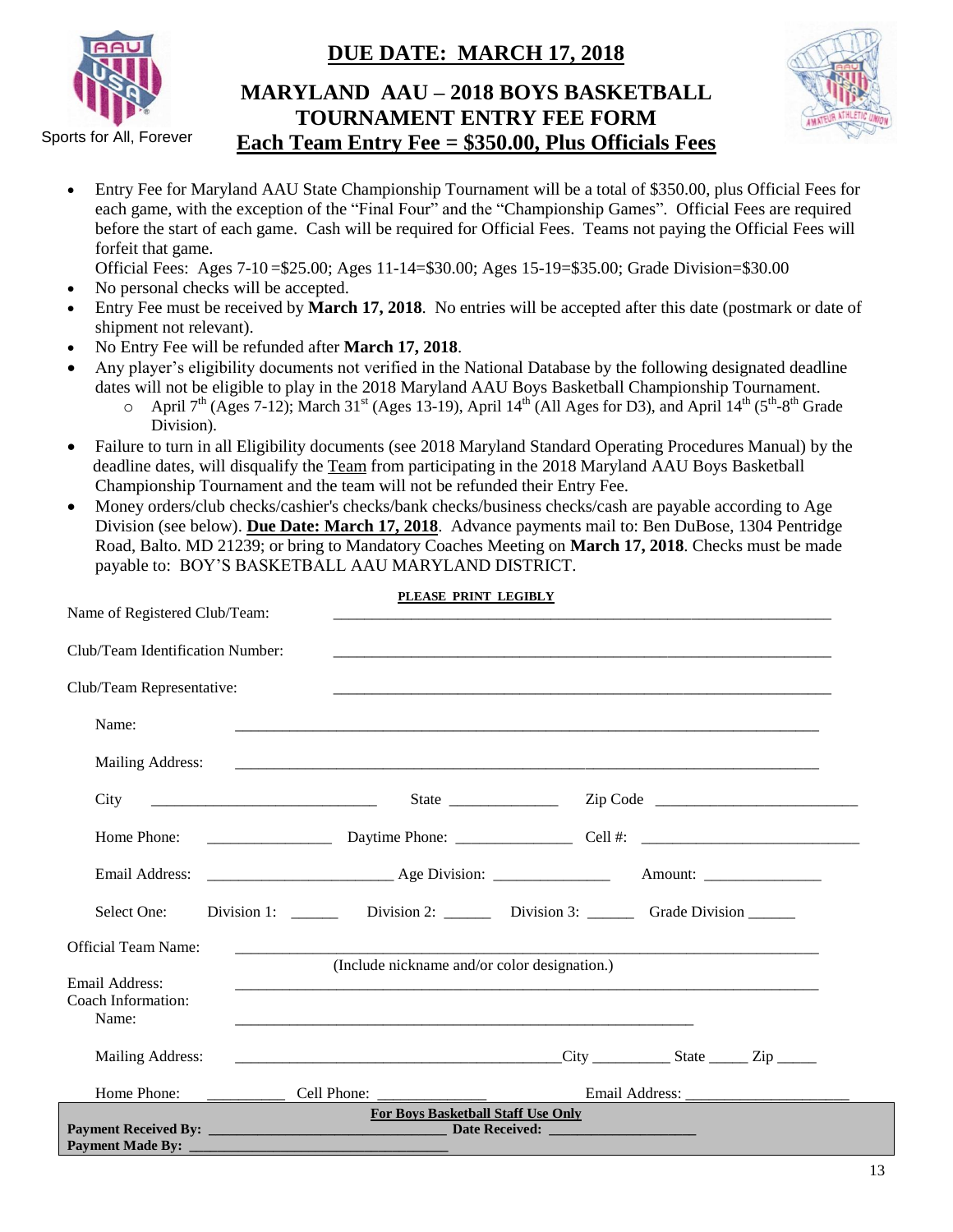Sports for All, Forever

# DUE DATE: MARCH 17, 2018

## MARYLAND AAU – 2018 BOYS BASKETBALL TOURNAMENT ENTRY FEE FORM

## Each Team Entry Fee = $350.00, Plus Officials Fees

- Entry Fee for Maryland AAU State Championship Tournament will be a total of $350.00, plus Official Fees for each game, with the exception of the "Final Four" and the "Championship Games". Official Fees are required before the start of each game. Cash will be required for Official Fees. Teams not paying the Official Fees will forfeit that game.

  Official Fees: Ages 7-10 =$25.00; Ages 11-14=$30.00; Ages 15-19=$35.00; Grade Division=$30.00
- No personal checks will be accepted.
- Entry Fee must be received by **March 17, 2018**. No entries will be accepted after this date (postmark or date of shipment not relevant).
- No Entry Fee will be refunded after **March 17, 2018**.
- Any player's eligibility documents not verified in the National Database by the following designated deadline dates will not be eligible to play in the 2018 Maryland AAU Boys Basketball Championship Tournament.
  - April 7th (Ages 7-12); March 31st (Ages 13-19), April 14th (All Ages for D3), and April 14th (5th-8th Grade Division).
- Failure to turn in all Eligibility documents (see 2018 Maryland Standard Operating Procedures Manual) by the deadline dates, will disqualify the Team from participating in the 2018 Maryland AAU Boys Basketball Championship Tournament and the team will not be refunded their Entry Fee.
- Money orders/club checks/cashier's checks/bank checks/business checks/cash are payable according to Age Division (see below). **Due Date: March 17, 2018**. Advance payments mail to: Ben DuBose, 1304 Pentridge Road, Balto. MD 21239; or bring to Mandatory Coaches Meeting on **March 17, 2018**. Checks must be made payable to: BOY'S BASKETBALL AAU MARYLAND DISTRICT.

**PLEASE PRINT LEGIBLY**

Name of Registered Club/Team: ______________________________

Club/Team Identification Number: ______________________________

Club/Team Representative: ______________________________

Name: ______________________________

Mailing Address: ______________________________

City ______________ State ________ Zip Code ______________

Home Phone: __________ Daytime Phone: __________ Cell #: ______________

Email Address: ______________ Age Division: __________ Amount: __________

Select One: Division 1: ______ Division 2: ______ Division 3: ______ Grade Division ______

Official Team Name: ______________________________

(Include nickname and/or color designation.)

Email Address: ______________________________

Coach Information:

Name: ______________________________

Mailing Address: ______________________________ City __________ State _____ Zip _____

Home Phone: __________ Cell Phone: ______________ Email Address: ______________

**For Boys Basketball Staff Use Only**

**Payment Received By:** ______________________ **Date Received:** ______________

**Payment Made By:** ______________________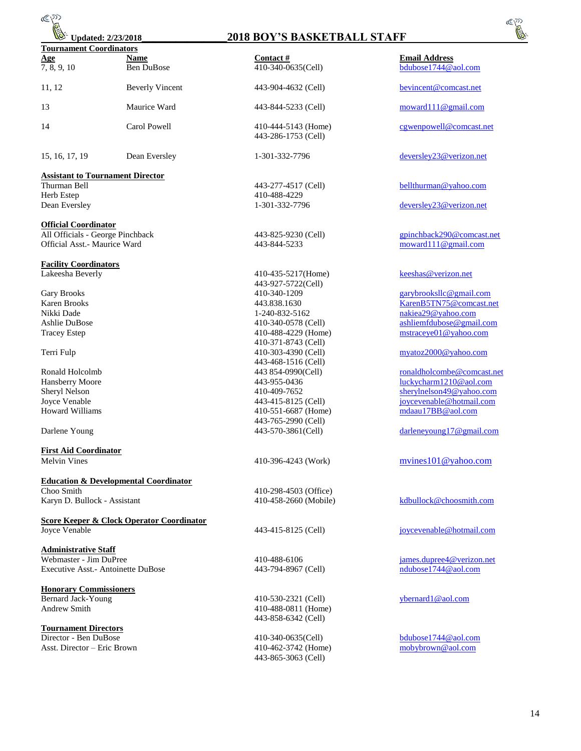**Updated: 2/23/2018**

# 2018 BOY'S BASKETBALL STAFF

## Tournament Coordinators

| Age | Name | Contact # | Email Address |
|---|---|---|---|
| 7, 8, 9, 10 | Ben DuBose | 410-340-0635(Cell) | bdubose1744@aol.com |
| 11, 12 | Beverly Vincent | 443-904-4632 (Cell) | bevincent@comcast.net |
| 13 | Maurice Ward | 443-844-5233 (Cell) | moward111@gmail.com |
| 14 | Carol Powell | 410-444-5143 (Home)<br>443-286-1753 (Cell) | cgwenpowell@comcast.net |
| 15, 16, 17, 19 | Dean Eversley | 1-301-332-7796 | deversley23@verizon.net |

## Assistant to Tournament Director

| | | |
|---|---|---|
| Thurman Bell | 443-277-4517 (Cell) | bellthurman@yahoo.com |
| Herb Estep | 410-488-4229 | |
| Dean Eversley | 1-301-332-7796 | deversley23@verizon.net |

## Official Coordinator

| | | |
|---|---|---|
| All Officials - George Pinchback | 443-825-9230 (Cell) | gpinchback290@comcast.net |
| Official Asst.- Maurice Ward | 443-844-5233 | moward111@gmail.com |

## Facility Coordinators

| | | |
|---|---|---|
| Lakeesha Beverly | 410-435-5217(Home)<br>443-927-5722(Cell) | keeshas@verizon.net |
| Gary Brooks | 410-340-1209 | garybrooksllc@gmail.com |
| Karen Brooks | 443.838.1630 | KarenB5TN75@comcast.net |
| Nikki Dade | 1-240-832-5162 | nakiea29@yahoo.com |
| Ashlie DuBose | 410-340-0578 (Cell) | ashliemfdubose@gmail.com |
| Tracey Estep | 410-488-4229 (Home)<br>410-371-8743 (Cell) | mstraceye01@yahoo.com |
| Terri Fulp | 410-303-4390 (Cell)<br>443-468-1516 (Cell) | myatoz2000@yahoo.com |
| Ronald Holcolmb | 443 854-0990(Cell) | ronaldholcombe@comcast.net |
| Hansberry Moore | 443-955-0436 | luckycharm1210@aol.com |
| Sheryl Nelson | 410-409-7652 | sherylnelson49@yahoo.com |
| Joyce Venable | 443-415-8125 (Cell) | joycevenable@hotmail.com |
| Howard Williams | 410-551-6687 (Home)<br>443-765-2990 (Cell) | mdaau17BB@aol.com |
| Darlene Young | 443-570-3861(Cell) | darleneyoung17@gmail.com |

## First Aid Coordinator

| | | |
|---|---|---|
| Melvin Vines | 410-396-4243 (Work) | mvines101@yahoo.com |

## Education & Developmental Coordinator

| | | |
|---|---|---|
| Choo Smith | 410-298-4503 (Office) | |
| Karyn D. Bullock - Assistant | 410-458-2660 (Mobile) | kdbullock@choosmith.com |

## Score Keeper & Clock Operator Coordinator

| | | |
|---|---|---|
| Joyce Venable | 443-415-8125 (Cell) | joycevenable@hotmail.com |

## Administrative Staff

| | | |
|---|---|---|
| Webmaster - Jim DuPree | 410-488-6106 | james.dupree4@verizon.net |
| Executive Asst.- Antoinette DuBose | 443-794-8967 (Cell) | ndubose1744@aol.com |

## Honorary Commissioners

| | | |
|---|---|---|
| Bernard Jack-Young | 410-530-2321 (Cell) | ybernard1@aol.com |
| Andrew Smith | 410-488-0811 (Home)<br>443-858-6342 (Cell) | |

## Tournament Directors

| | | |
|---|---|---|
| Director - Ben DuBose | 410-340-0635(Cell) | bdubose1744@aol.com |
| Asst. Director – Eric Brown | 410-462-3742 (Home)<br>443-865-3063 (Cell) | mobybrown@aol.com |